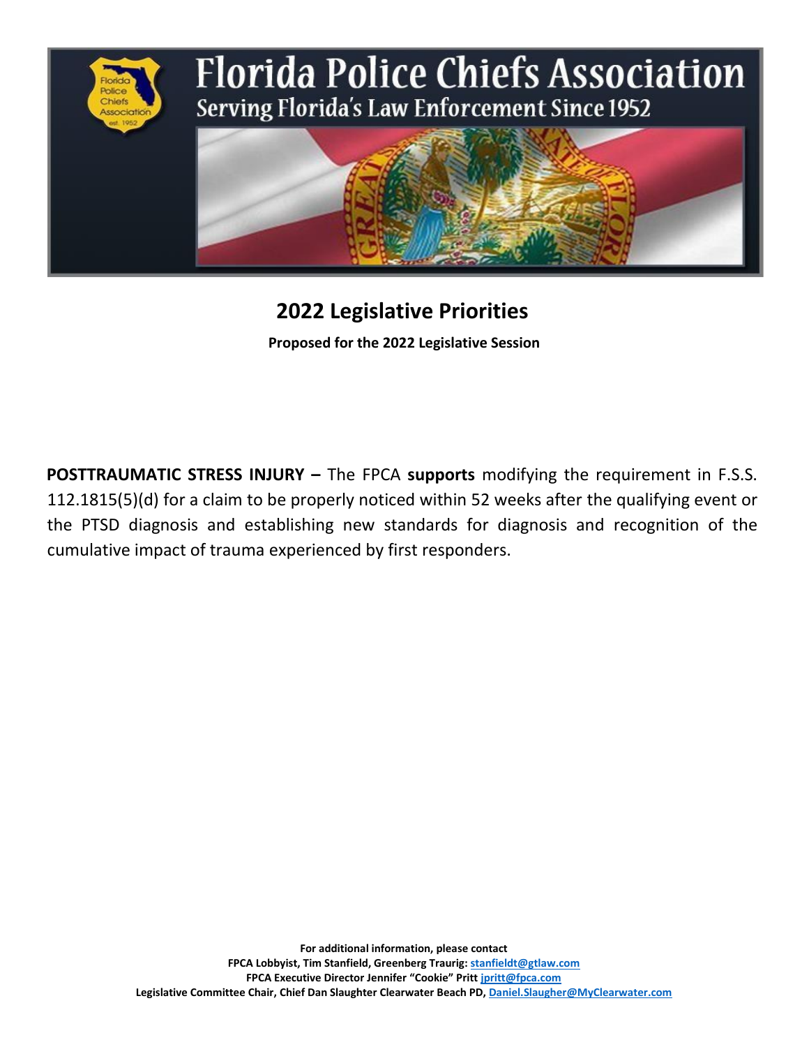# Florida Police Chiefs Association

Serving Florida's Law Enforcement Since 1952

## 2022 Legislative Priorities

**Proposed for the 2022 Legislative Session**

**POSTTRAUMATIC STRESS INJURY –** The FPCA **supports** modifying the requirement in F.S.S. 112.1815(5)(d) for a claim to be properly noticed within 52 weeks after the qualifying event or the PTSD diagnosis and establishing new standards for diagnosis and recognition of the cumulative impact of trauma experienced by first responders.

**For additional information, please contact**
**FPCA Lobbyist, Tim Stanfield, Greenberg Traurig: stanfieldt@gtlaw.com**
**FPCA Executive Director Jennifer "Cookie" Pritt jpritt@fpca.com**
**Legislative Committee Chair, Chief Dan Slaughter Clearwater Beach PD, Daniel.Slaugher@MyClearwater.com**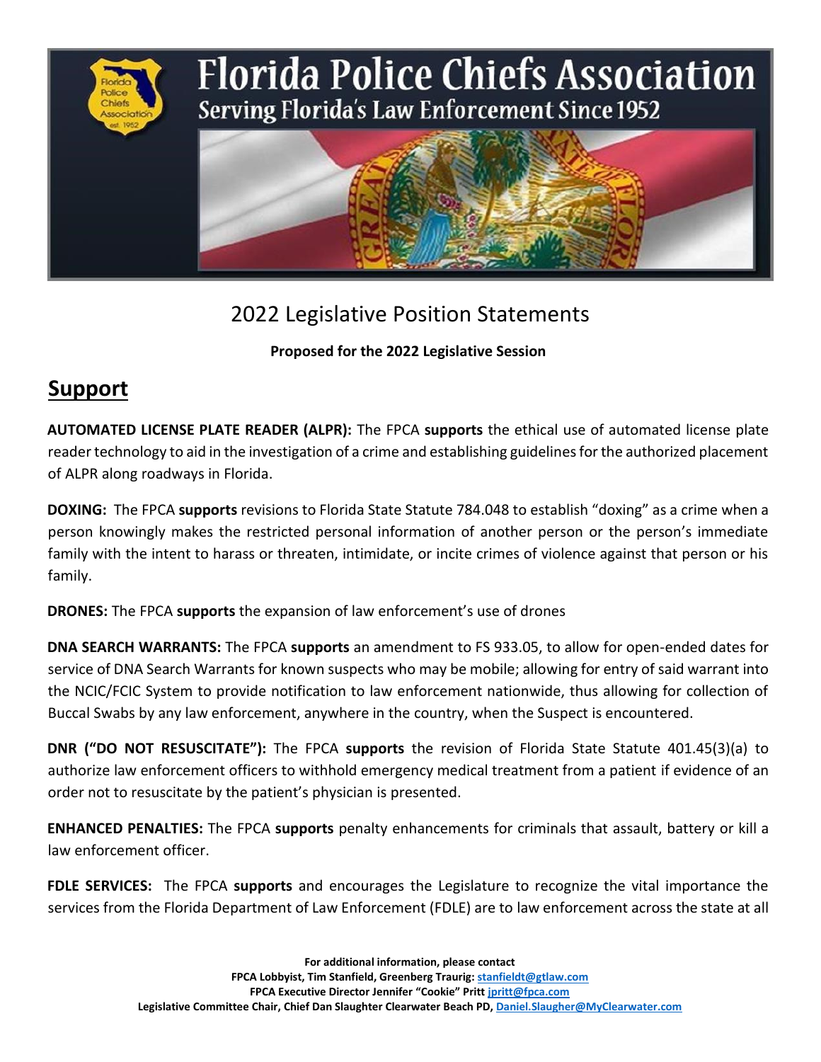# Florida Police Chiefs Association

Serving Florida's Law Enforcement Since 1952

## 2022 Legislative Position Statements

**Proposed for the 2022 Legislative Session**

## Support

**AUTOMATED LICENSE PLATE READER (ALPR):** The FPCA **supports** the ethical use of automated license plate reader technology to aid in the investigation of a crime and establishing guidelines for the authorized placement of ALPR along roadways in Florida.

**DOXING:** The FPCA **supports** revisions to Florida State Statute 784.048 to establish "doxing" as a crime when a person knowingly makes the restricted personal information of another person or the person's immediate family with the intent to harass or threaten, intimidate, or incite crimes of violence against that person or his family.

**DRONES:** The FPCA **supports** the expansion of law enforcement's use of drones

**DNA SEARCH WARRANTS:** The FPCA **supports** an amendment to FS 933.05, to allow for open-ended dates for service of DNA Search Warrants for known suspects who may be mobile; allowing for entry of said warrant into the NCIC/FCIC System to provide notification to law enforcement nationwide, thus allowing for collection of Buccal Swabs by any law enforcement, anywhere in the country, when the Suspect is encountered.

**DNR ("DO NOT RESUSCITATE"):** The FPCA **supports** the revision of Florida State Statute 401.45(3)(a) to authorize law enforcement officers to withhold emergency medical treatment from a patient if evidence of an order not to resuscitate by the patient's physician is presented.

**ENHANCED PENALTIES:** The FPCA **supports** penalty enhancements for criminals that assault, battery or kill a law enforcement officer.

**FDLE SERVICES:** The FPCA **supports** and encourages the Legislature to recognize the vital importance the services from the Florida Department of Law Enforcement (FDLE) are to law enforcement across the state at all

**For additional information, please contact**
**FPCA Lobbyist, Tim Stanfield, Greenberg Traurig: stanfieldt@gtlaw.com**
**FPCA Executive Director Jennifer "Cookie" Pritt jpritt@fpca.com**
**Legislative Committee Chair, Chief Dan Slaughter Clearwater Beach PD, Daniel.Slaughter@MyClearwater.com**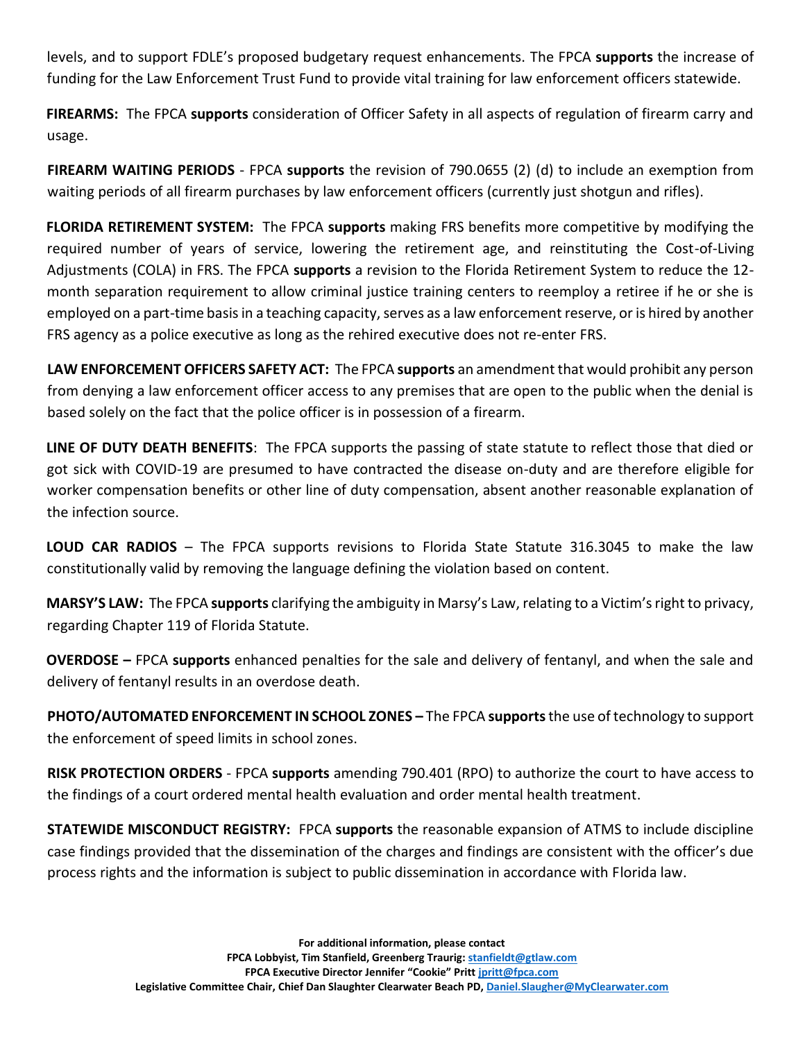levels, and to support FDLE's proposed budgetary request enhancements. The FPCA **supports** the increase of funding for the Law Enforcement Trust Fund to provide vital training for law enforcement officers statewide.

**FIREARMS:** The FPCA **supports** consideration of Officer Safety in all aspects of regulation of firearm carry and usage.

**FIREARM WAITING PERIODS** - FPCA **supports** the revision of 790.0655 (2) (d) to include an exemption from waiting periods of all firearm purchases by law enforcement officers (currently just shotgun and rifles).

**FLORIDA RETIREMENT SYSTEM:** The FPCA **supports** making FRS benefits more competitive by modifying the required number of years of service, lowering the retirement age, and reinstituting the Cost-of-Living Adjustments (COLA) in FRS. The FPCA **supports** a revision to the Florida Retirement System to reduce the 12-month separation requirement to allow criminal justice training centers to reemploy a retiree if he or she is employed on a part-time basis in a teaching capacity, serves as a law enforcement reserve, or is hired by another FRS agency as a police executive as long as the rehired executive does not re-enter FRS.

**LAW ENFORCEMENT OFFICERS SAFETY ACT:** The FPCA **supports** an amendment that would prohibit any person from denying a law enforcement officer access to any premises that are open to the public when the denial is based solely on the fact that the police officer is in possession of a firearm.

**LINE OF DUTY DEATH BENEFITS**: The FPCA supports the passing of state statute to reflect those that died or got sick with COVID-19 are presumed to have contracted the disease on-duty and are therefore eligible for worker compensation benefits or other line of duty compensation, absent another reasonable explanation of the infection source.

**LOUD CAR RADIOS** – The FPCA supports revisions to Florida State Statute 316.3045 to make the law constitutionally valid by removing the language defining the violation based on content.

**MARSY'S LAW:** The FPCA **supports** clarifying the ambiguity in Marsy's Law, relating to a Victim's right to privacy, regarding Chapter 119 of Florida Statute.

**OVERDOSE –** FPCA **supports** enhanced penalties for the sale and delivery of fentanyl, and when the sale and delivery of fentanyl results in an overdose death.

**PHOTO/AUTOMATED ENFORCEMENT IN SCHOOL ZONES –** The FPCA **supports** the use of technology to support the enforcement of speed limits in school zones.

**RISK PROTECTION ORDERS** - FPCA **supports** amending 790.401 (RPO) to authorize the court to have access to the findings of a court ordered mental health evaluation and order mental health treatment.

**STATEWIDE MISCONDUCT REGISTRY:** FPCA **supports** the reasonable expansion of ATMS to include discipline case findings provided that the dissemination of the charges and findings are consistent with the officer's due process rights and the information is subject to public dissemination in accordance with Florida law.

**For additional information, please contact**
**FPCA Lobbyist, Tim Stanfield, Greenberg Traurig: stanfieldt@gtlaw.com**
**FPCA Executive Director Jennifer "Cookie" Pritt jpritt@fpca.com**
**Legislative Committee Chair, Chief Dan Slaughter Clearwater Beach PD, Daniel.Slaugher@MyClearwater.com**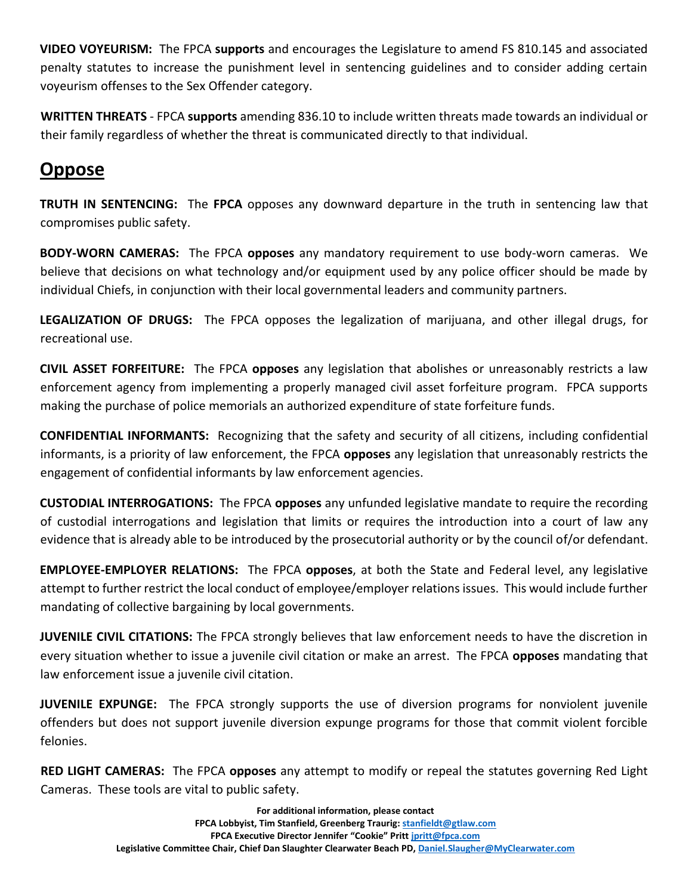**VIDEO VOYEURISM:** The FPCA **supports** and encourages the Legislature to amend FS 810.145 and associated penalty statutes to increase the punishment level in sentencing guidelines and to consider adding certain voyeurism offenses to the Sex Offender category.

**WRITTEN THREATS** - FPCA **supports** amending 836.10 to include written threats made towards an individual or their family regardless of whether the threat is communicated directly to that individual.

## Oppose

**TRUTH IN SENTENCING:** The **FPCA** opposes any downward departure in the truth in sentencing law that compromises public safety.

**BODY-WORN CAMERAS:** The FPCA **opposes** any mandatory requirement to use body-worn cameras. We believe that decisions on what technology and/or equipment used by any police officer should be made by individual Chiefs, in conjunction with their local governmental leaders and community partners.

**LEGALIZATION OF DRUGS:** The FPCA opposes the legalization of marijuana, and other illegal drugs, for recreational use.

**CIVIL ASSET FORFEITURE:** The FPCA **opposes** any legislation that abolishes or unreasonably restricts a law enforcement agency from implementing a properly managed civil asset forfeiture program. FPCA supports making the purchase of police memorials an authorized expenditure of state forfeiture funds.

**CONFIDENTIAL INFORMANTS:** Recognizing that the safety and security of all citizens, including confidential informants, is a priority of law enforcement, the FPCA **opposes** any legislation that unreasonably restricts the engagement of confidential informants by law enforcement agencies.

**CUSTODIAL INTERROGATIONS:** The FPCA **opposes** any unfunded legislative mandate to require the recording of custodial interrogations and legislation that limits or requires the introduction into a court of law any evidence that is already able to be introduced by the prosecutorial authority or by the council of/or defendant.

**EMPLOYEE-EMPLOYER RELATIONS:** The FPCA **opposes**, at both the State and Federal level, any legislative attempt to further restrict the local conduct of employee/employer relations issues. This would include further mandating of collective bargaining by local governments.

**JUVENILE CIVIL CITATIONS:** The FPCA strongly believes that law enforcement needs to have the discretion in every situation whether to issue a juvenile civil citation or make an arrest. The FPCA **opposes** mandating that law enforcement issue a juvenile civil citation.

**JUVENILE EXPUNGE:** The FPCA strongly supports the use of diversion programs for nonviolent juvenile offenders but does not support juvenile diversion expunge programs for those that commit violent forcible felonies.

**RED LIGHT CAMERAS:** The FPCA **opposes** any attempt to modify or repeal the statutes governing Red Light Cameras. These tools are vital to public safety.

**For additional information, please contact**
**FPCA Lobbyist, Tim Stanfield, Greenberg Traurig: stanfieldt@gtlaw.com**
**FPCA Executive Director Jennifer "Cookie" Pritt jpritt@fpca.com**
**Legislative Committee Chair, Chief Dan Slaughter Clearwater Beach PD, Daniel.Slaugher@MyClearwater.com**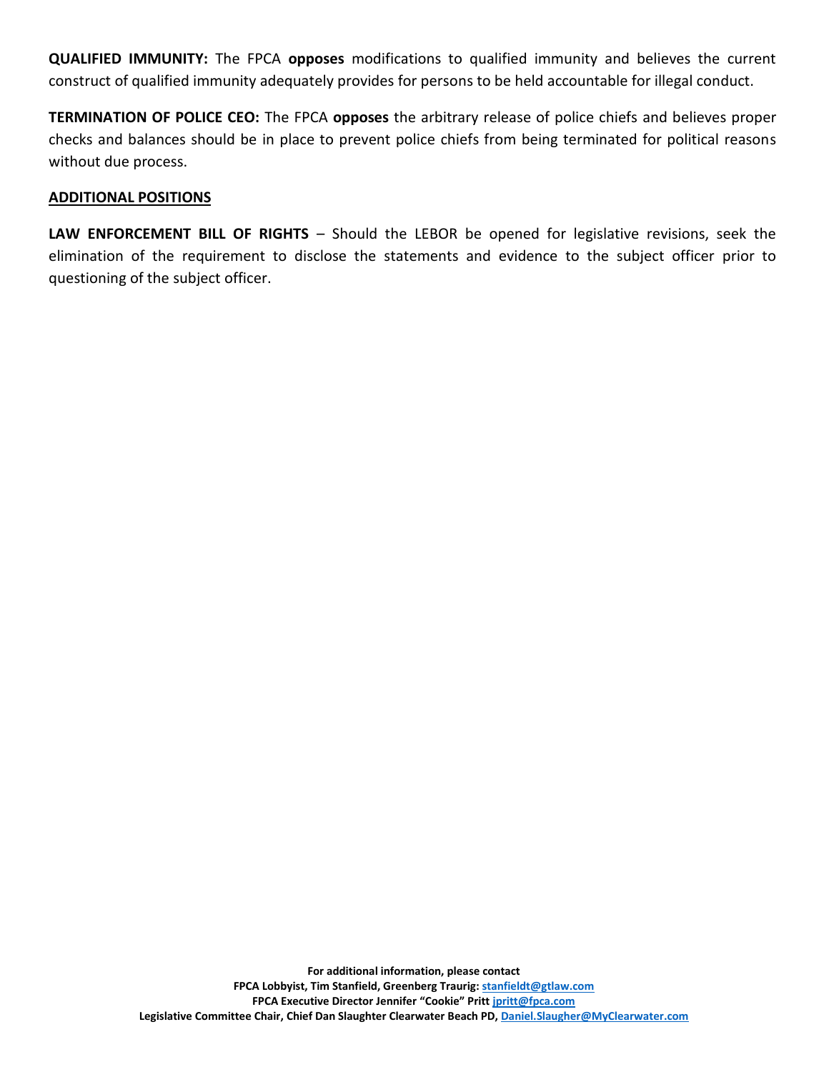**QUALIFIED IMMUNITY:** The FPCA **opposes** modifications to qualified immunity and believes the current construct of qualified immunity adequately provides for persons to be held accountable for illegal conduct.

**TERMINATION OF POLICE CEO:** The FPCA **opposes** the arbitrary release of police chiefs and believes proper checks and balances should be in place to prevent police chiefs from being terminated for political reasons without due process.

**ADDITIONAL POSITIONS**

**LAW ENFORCEMENT BILL OF RIGHTS** – Should the LEBOR be opened for legislative revisions, seek the elimination of the requirement to disclose the statements and evidence to the subject officer prior to questioning of the subject officer.

**For additional information, please contact**
**FPCA Lobbyist, Tim Stanfield, Greenberg Traurig: stanfieldt@gtlaw.com**
**FPCA Executive Director Jennifer "Cookie" Pritt jpritt@fpca.com**
**Legislative Committee Chair, Chief Dan Slaughter Clearwater Beach PD, Daniel.Slaugher@MyClearwater.com**